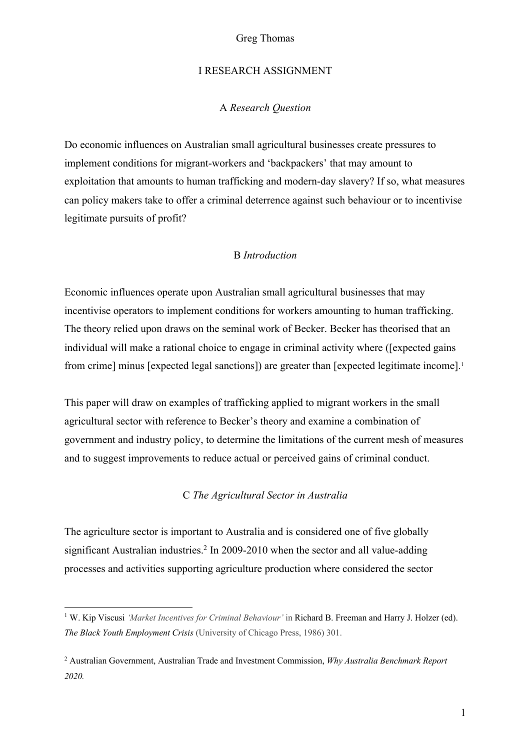Greg Thomas

# I RESEARCH ASSIGNMENT

## A *Research Question*

Do economic influences on Australian small agricultural businesses create pressures to implement conditions for migrant-workers and 'backpackers' that may amount to exploitation that amounts to human trafficking and modern-day slavery? If so, what measures can policy makers take to offer a criminal deterrence against such behaviour or to incentivise legitimate pursuits of profit?

## B *Introduction*

Economic influences operate upon Australian small agricultural businesses that may incentivise operators to implement conditions for workers amounting to human trafficking. The theory relied upon draws on the seminal work of Becker. Becker has theorised that an individual will make a rational choice to engage in criminal activity where ([expected gains from crime] minus [expected legal sanctions]) are greater than [expected legitimate income].[1]

This paper will draw on examples of trafficking applied to migrant workers in the small agricultural sector with reference to Becker's theory and examine a combination of government and industry policy, to determine the limitations of the current mesh of measures and to suggest improvements to reduce actual or perceived gains of criminal conduct.

## C *The Agricultural Sector in Australia*

The agriculture sector is important to Australia and is considered one of five globally significant Australian industries.[2] In 2009-2010 when the sector and all value-adding processes and activities supporting agriculture production where considered the sector

---

[1] W. Kip Viscusi *'Market Incentives for Criminal Behaviour'* in Richard B. Freeman and Harry J. Holzer (ed). *The Black Youth Employment Crisis* (University of Chicago Press, 1986) 301.

[2] Australian Government, Australian Trade and Investment Commission, *Why Australia Benchmark Report 2020.*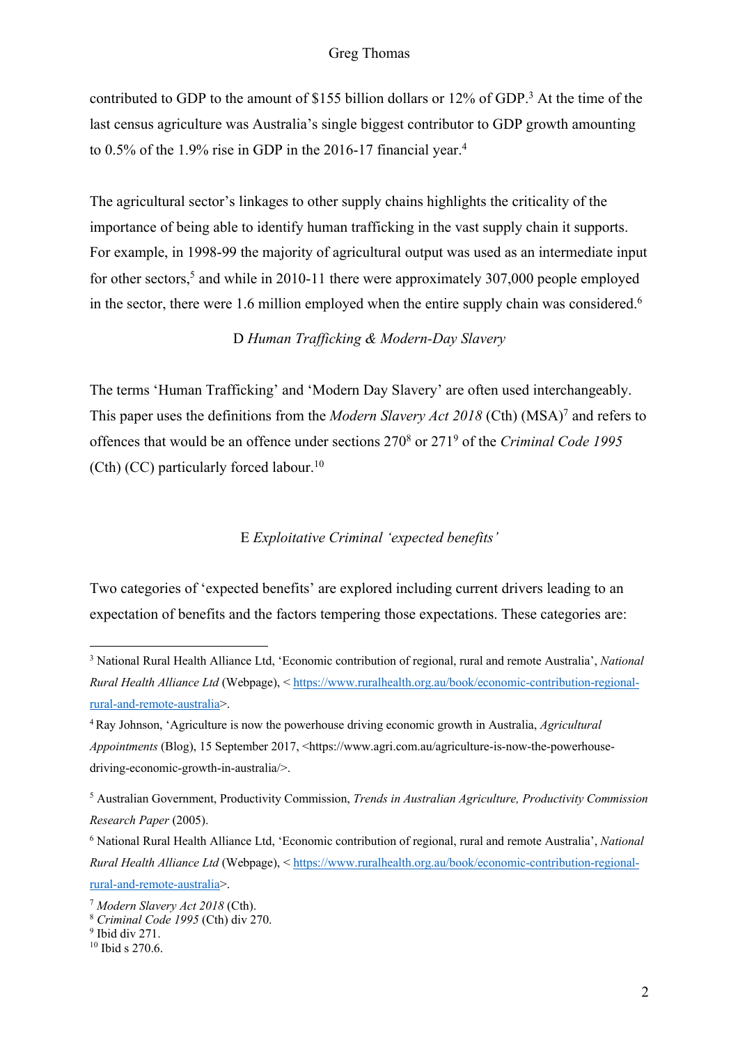contributed to GDP to the amount of $155 billion dollars or 12% of GDP.[3] At the time of the last census agriculture was Australia's single biggest contributor to GDP growth amounting to 0.5% of the 1.9% rise in GDP in the 2016-17 financial year.[4]

The agricultural sector's linkages to other supply chains highlights the criticality of the importance of being able to identify human trafficking in the vast supply chain it supports. For example, in 1998-99 the majority of agricultural output was used as an intermediate input for other sectors,[5] and while in 2010-11 there were approximately 307,000 people employed in the sector, there were 1.6 million employed when the entire supply chain was considered.[6]

### D *Human Trafficking & Modern-Day Slavery*

The terms 'Human Trafficking' and 'Modern Day Slavery' are often used interchangeably. This paper uses the definitions from the *Modern Slavery Act 2018* (Cth) (MSA)[7] and refers to offences that would be an offence under sections 270[8] or 271[9] of the *Criminal Code 1995* (Cth) (CC) particularly forced labour.[10]

### E *Exploitative Criminal 'expected benefits'*

Two categories of 'expected benefits' are explored including current drivers leading to an expectation of benefits and the factors tempering those expectations. These categories are:

---

[3] National Rural Health Alliance Ltd, 'Economic contribution of regional, rural and remote Australia', *National Rural Health Alliance Ltd* (Webpage), < https://www.ruralhealth.org.au/book/economic-contribution-regional-rural-and-remote-australia>.

[4] Ray Johnson, 'Agriculture is now the powerhouse driving economic growth in Australia, *Agricultural Appointments* (Blog), 15 September 2017, <https://www.agri.com.au/agriculture-is-now-the-powerhouse-driving-economic-growth-in-australia/>.

[5] Australian Government, Productivity Commission, *Trends in Australian Agriculture, Productivity Commission Research Paper* (2005).

[6] National Rural Health Alliance Ltd, 'Economic contribution of regional, rural and remote Australia', *National Rural Health Alliance Ltd* (Webpage), < https://www.ruralhealth.org.au/book/economic-contribution-regional-rural-and-remote-australia>.

[7] *Modern Slavery Act 2018* (Cth).

[8] *Criminal Code 1995* (Cth) div 270.

[9] Ibid div 271.

[10] Ibid s 270.6.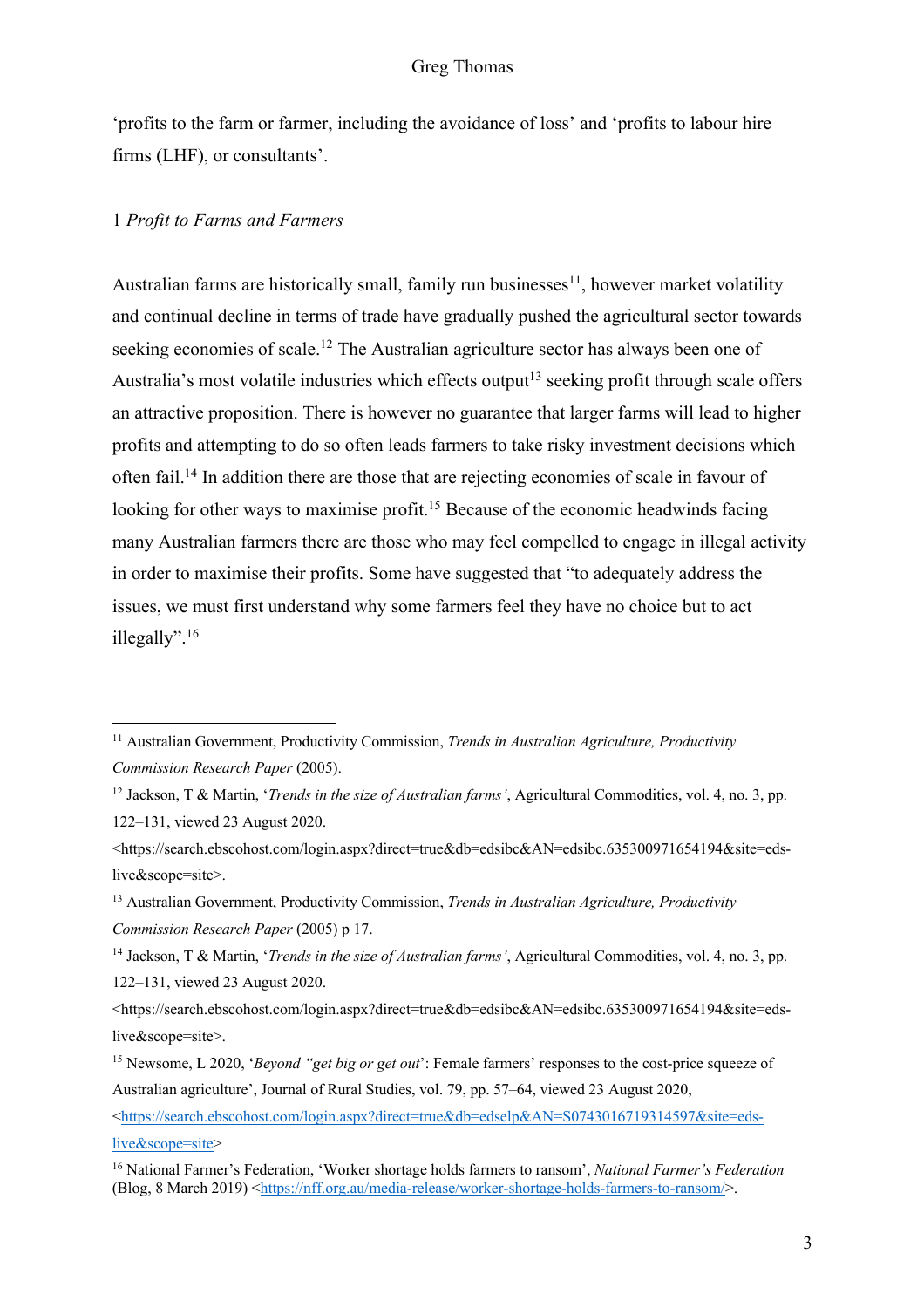'profits to the farm or farmer, including the avoidance of loss' and 'profits to labour hire firms (LHF), or consultants'.

### 1 *Profit to Farms and Farmers*

Australian farms are historically small, family run businesses[11], however market volatility and continual decline in terms of trade have gradually pushed the agricultural sector towards seeking economies of scale.[12] The Australian agriculture sector has always been one of Australia's most volatile industries which effects output[13] seeking profit through scale offers an attractive proposition. There is however no guarantee that larger farms will lead to higher profits and attempting to do so often leads farmers to take risky investment decisions which often fail.[14] In addition there are those that are rejecting economies of scale in favour of looking for other ways to maximise profit.[15] Because of the economic headwinds facing many Australian farmers there are those who may feel compelled to engage in illegal activity in order to maximise their profits. Some have suggested that "to adequately address the issues, we must first understand why some farmers feel they have no choice but to act illegally".[16]

---

[11] Australian Government, Productivity Commission, *Trends in Australian Agriculture, Productivity Commission Research Paper* (2005).

[12] Jackson, T & Martin, '*Trends in the size of Australian farms'*, Agricultural Commodities, vol. 4, no. 3, pp. 122–131, viewed 23 August 2020. <https://search.ebscohost.com/login.aspx?direct=true&db=edsibc&AN=edsibc.635300971654194&site=eds-live&scope=site>.

[13] Australian Government, Productivity Commission, *Trends in Australian Agriculture, Productivity Commission Research Paper* (2005) p 17.

[14] Jackson, T & Martin, '*Trends in the size of Australian farms'*, Agricultural Commodities, vol. 4, no. 3, pp. 122–131, viewed 23 August 2020. <https://search.ebscohost.com/login.aspx?direct=true&db=edsibc&AN=edsibc.635300971654194&site=eds-live&scope=site>.

[15] Newsome, L 2020, '*Beyond "get big or get out*': Female farmers' responses to the cost-price squeeze of Australian agriculture', Journal of Rural Studies, vol. 79, pp. 57–64, viewed 23 August 2020, <https://search.ebscohost.com/login.aspx?direct=true&db=edselp&AN=S0743016719314597&site=eds-live&scope=site>

[16] National Farmer's Federation, 'Worker shortage holds farmers to ransom', *National Farmer's Federation* (Blog, 8 March 2019) <https://nff.org.au/media-release/worker-shortage-holds-farmers-to-ransom/>.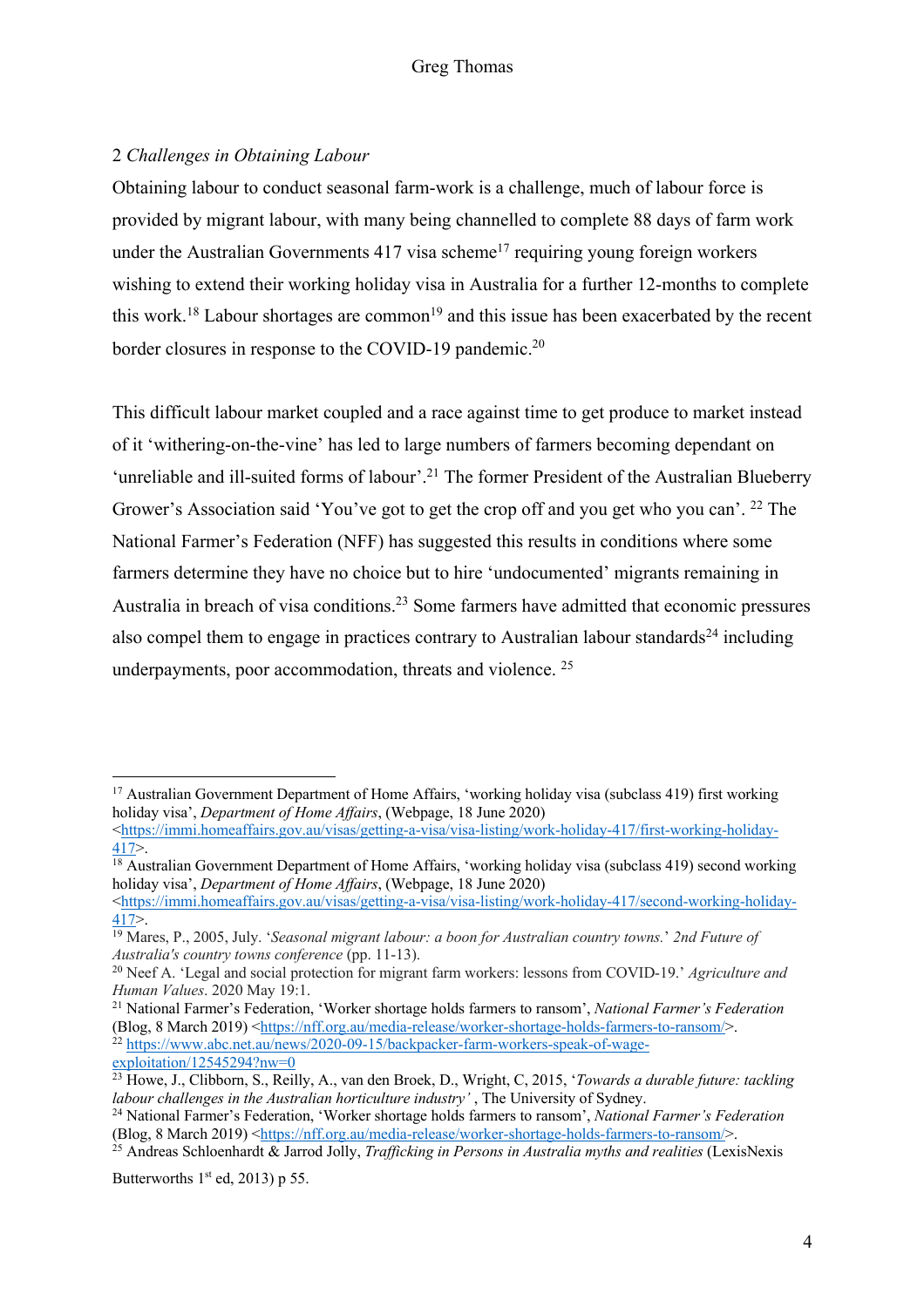## 2 *Challenges in Obtaining Labour*

Obtaining labour to conduct seasonal farm-work is a challenge, much of labour force is provided by migrant labour, with many being channelled to complete 88 days of farm work under the Australian Governments 417 visa scheme[17] requiring young foreign workers wishing to extend their working holiday visa in Australia for a further 12-months to complete this work.[18] Labour shortages are common[19] and this issue has been exacerbated by the recent border closures in response to the COVID-19 pandemic.[20]

This difficult labour market coupled and a race against time to get produce to market instead of it 'withering-on-the-vine' has led to large numbers of farmers becoming dependant on 'unreliable and ill-suited forms of labour'.[21] The former President of the Australian Blueberry Grower's Association said 'You've got to get the crop off and you get who you can'. [22] The National Farmer's Federation (NFF) has suggested this results in conditions where some farmers determine they have no choice but to hire 'undocumented' migrants remaining in Australia in breach of visa conditions.[23] Some farmers have admitted that economic pressures also compel them to engage in practices contrary to Australian labour standards[24] including underpayments, poor accommodation, threats and violence. [25]

---

[17] Australian Government Department of Home Affairs, 'working holiday visa (subclass 419) first working holiday visa', *Department of Home Affairs*, (Webpage, 18 June 2020) <https://immi.homeaffairs.gov.au/visas/getting-a-visa/visa-listing/work-holiday-417/first-working-holiday-417>.

[18] Australian Government Department of Home Affairs, 'working holiday visa (subclass 419) second working holiday visa', *Department of Home Affairs*, (Webpage, 18 June 2020) <https://immi.homeaffairs.gov.au/visas/getting-a-visa/visa-listing/work-holiday-417/second-working-holiday-417>.

[19] Mares, P., 2005, July. '*Seasonal migrant labour: a boon for Australian country towns.*' *2nd Future of Australia's country towns conference* (pp. 11-13).

[20] Neef A. 'Legal and social protection for migrant farm workers: lessons from COVID-19.' *Agriculture and Human Values*. 2020 May 19:1.

[21] National Farmer's Federation, 'Worker shortage holds farmers to ransom', *National Farmer's Federation* (Blog, 8 March 2019) <https://nff.org.au/media-release/worker-shortage-holds-farmers-to-ransom/>.

[22] https://www.abc.net.au/news/2020-09-15/backpacker-farm-workers-speak-of-wage-exploitation/12545294?nw=0

[23] Howe, J., Clibborn, S., Reilly, A., van den Broek, D., Wright, C, 2015, '*Towards a durable future: tackling labour challenges in the Australian horticulture industry'* , The University of Sydney.

[24] National Farmer's Federation, 'Worker shortage holds farmers to ransom', *National Farmer's Federation* (Blog, 8 March 2019) <https://nff.org.au/media-release/worker-shortage-holds-farmers-to-ransom/>.

[25] Andreas Schloenhardt & Jarrod Jolly, *Trafficking in Persons in Australia myths and realities* (LexisNexis Butterworths 1st ed, 2013) p 55.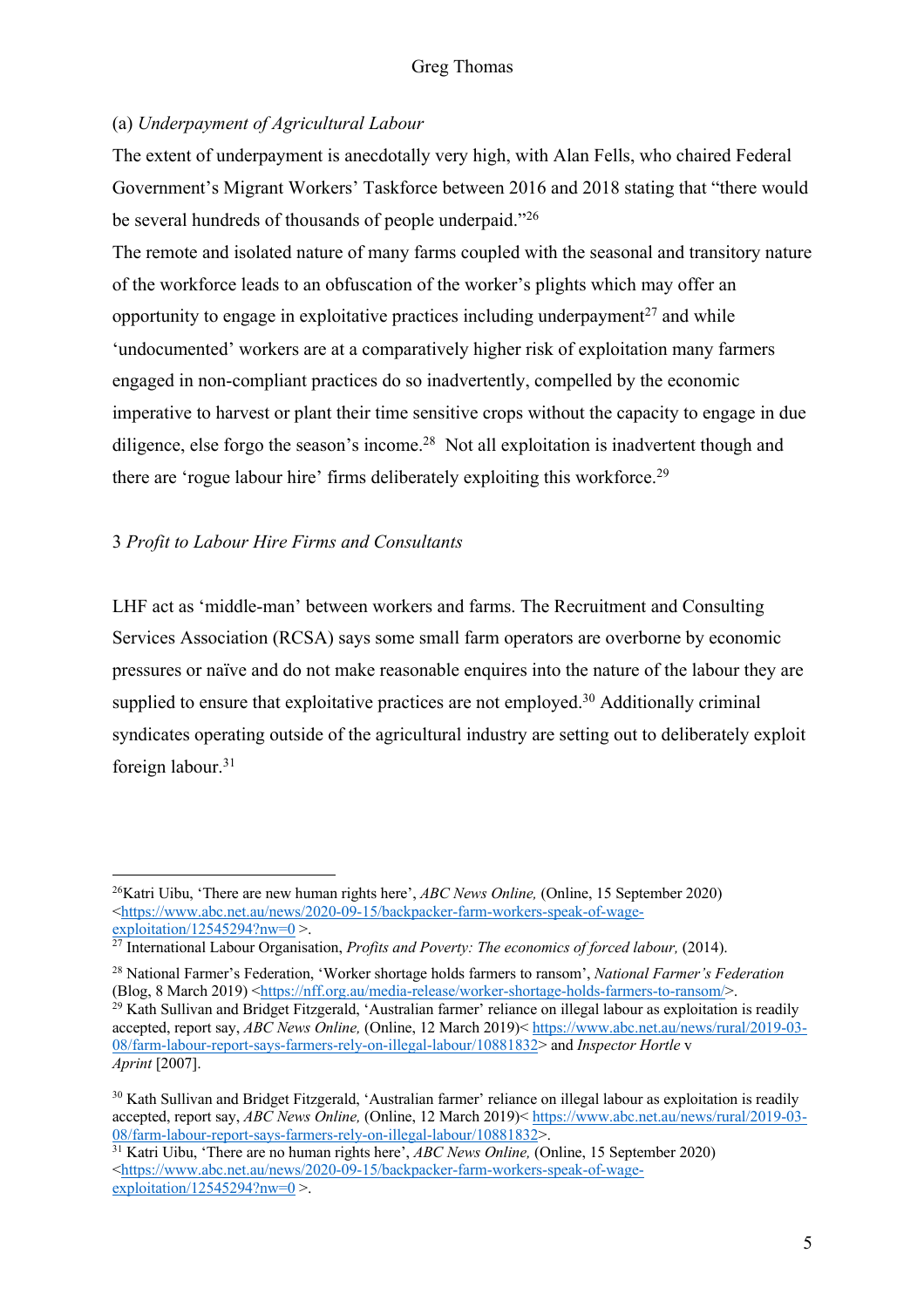(a) *Underpayment of Agricultural Labour*

The extent of underpayment is anecdotally very high, with Alan Fells, who chaired Federal Government's Migrant Workers' Taskforce between 2016 and 2018 stating that "there would be several hundreds of thousands of people underpaid."[26]

The remote and isolated nature of many farms coupled with the seasonal and transitory nature of the workforce leads to an obfuscation of the worker's plights which may offer an opportunity to engage in exploitative practices including underpayment[27] and while 'undocumented' workers are at a comparatively higher risk of exploitation many farmers engaged in non-compliant practices do so inadvertently, compelled by the economic imperative to harvest or plant their time sensitive crops without the capacity to engage in due diligence, else forgo the season's income.[28] Not all exploitation is inadvertent though and there are 'rogue labour hire' firms deliberately exploiting this workforce.[29]

3 *Profit to Labour Hire Firms and Consultants*

LHF act as 'middle-man' between workers and farms. The Recruitment and Consulting Services Association (RCSA) says some small farm operators are overborne by economic pressures or naïve and do not make reasonable enquires into the nature of the labour they are supplied to ensure that exploitative practices are not employed.[30] Additionally criminal syndicates operating outside of the agricultural industry are setting out to deliberately exploit foreign labour.[31]

---

[26] Katri Uibu, 'There are new human rights here', *ABC News Online,* (Online, 15 September 2020) <https://www.abc.net.au/news/2020-09-15/backpacker-farm-workers-speak-of-wage-exploitation/12545294?nw=0 >.

[27] International Labour Organisation, *Profits and Poverty: The economics of forced labour,* (2014).

[28] National Farmer's Federation, 'Worker shortage holds farmers to ransom', *National Farmer's Federation* (Blog, 8 March 2019) <https://nff.org.au/media-release/worker-shortage-holds-farmers-to-ransom/>.

[29] Kath Sullivan and Bridget Fitzgerald, 'Australian farmer' reliance on illegal labour as exploitation is readily accepted, report say, *ABC News Online,* (Online, 12 March 2019)< https://www.abc.net.au/news/rural/2019-03-08/farm-labour-report-says-farmers-rely-on-illegal-labour/10881832> and *Inspector Hortle* v *Aprint* [2007].

[30] Kath Sullivan and Bridget Fitzgerald, 'Australian farmer' reliance on illegal labour as exploitation is readily accepted, report say, *ABC News Online,* (Online, 12 March 2019)< https://www.abc.net.au/news/rural/2019-03-08/farm-labour-report-says-farmers-rely-on-illegal-labour/10881832>.

[31] Katri Uibu, 'There are no human rights here', *ABC News Online,* (Online, 15 September 2020) <https://www.abc.net.au/news/2020-09-15/backpacker-farm-workers-speak-of-wage-exploitation/12545294?nw=0 >.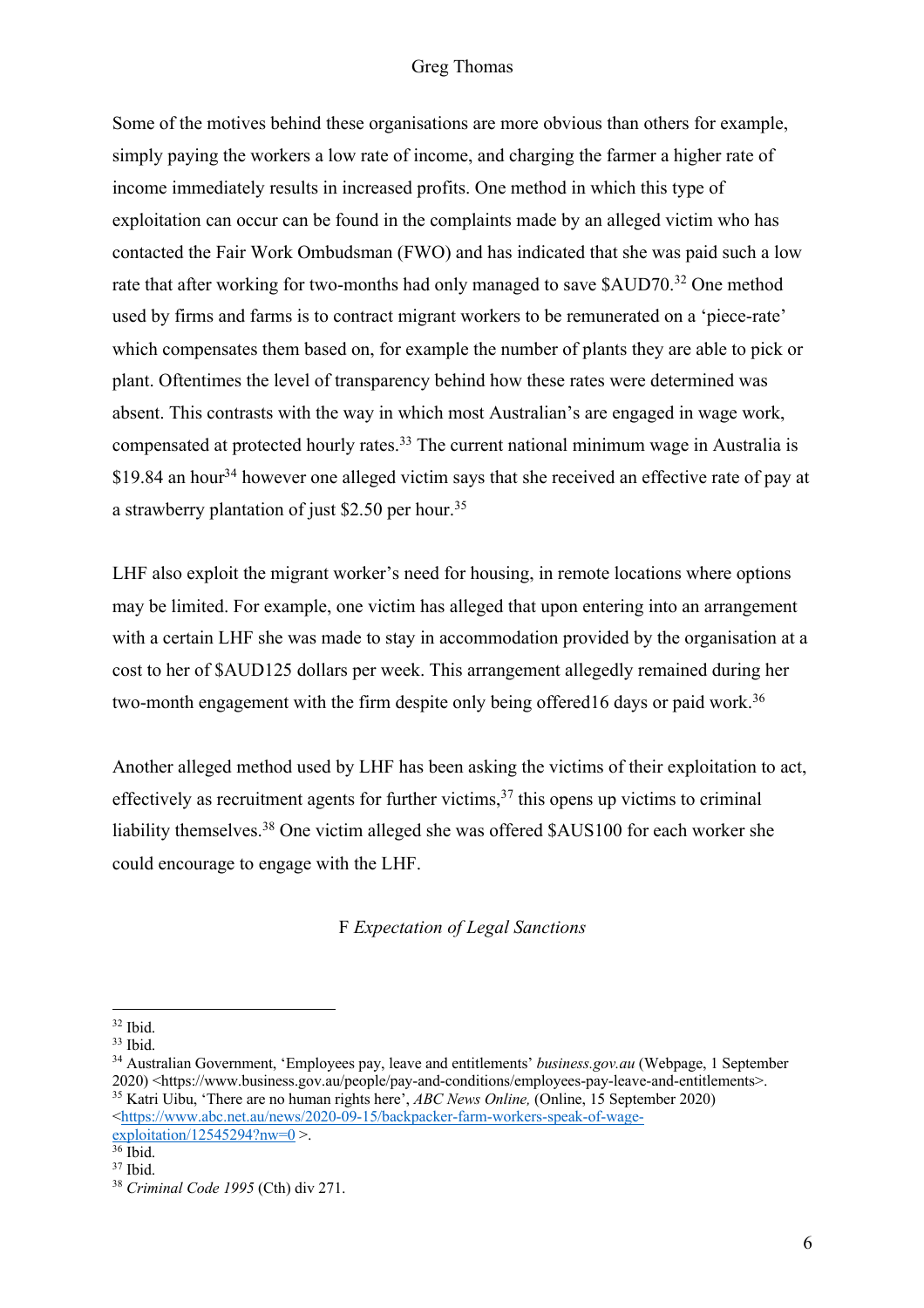Some of the motives behind these organisations are more obvious than others for example, simply paying the workers a low rate of income, and charging the farmer a higher rate of income immediately results in increased profits. One method in which this type of exploitation can occur can be found in the complaints made by an alleged victim who has contacted the Fair Work Ombudsman (FWO) and has indicated that she was paid such a low rate that after working for two-months had only managed to save $AUD70.[32] One method used by firms and farms is to contract migrant workers to be remunerated on a 'piece-rate' which compensates them based on, for example the number of plants they are able to pick or plant. Oftentimes the level of transparency behind how these rates were determined was absent. This contrasts with the way in which most Australian's are engaged in wage work, compensated at protected hourly rates.[33] The current national minimum wage in Australia is $19.84 an hour[34] however one alleged victim says that she received an effective rate of pay at a strawberry plantation of just $2.50 per hour.[35]

LHF also exploit the migrant worker's need for housing, in remote locations where options may be limited. For example, one victim has alleged that upon entering into an arrangement with a certain LHF she was made to stay in accommodation provided by the organisation at a cost to her of $AUD125 dollars per week. This arrangement allegedly remained during her two-month engagement with the firm despite only being offered16 days or paid work.[36]

Another alleged method used by LHF has been asking the victims of their exploitation to act, effectively as recruitment agents for further victims,[37] this opens up victims to criminal liability themselves.[38] One victim alleged she was offered $AUS100 for each worker she could encourage to engage with the LHF.

### F *Expectation of Legal Sanctions*

---

[32] Ibid.

[33] Ibid.

[34] Australian Government, 'Employees pay, leave and entitlements' *business.gov.au* (Webpage, 1 September 2020) <https://www.business.gov.au/people/pay-and-conditions/employees-pay-leave-and-entitlements>.

[35] Katri Uibu, 'There are no human rights here', *ABC News Online,* (Online, 15 September 2020) <https://www.abc.net.au/news/2020-09-15/backpacker-farm-workers-speak-of-wage-exploitation/12545294?nw=0 >.

[36] Ibid.

[37] Ibid.

[38] *Criminal Code 1995* (Cth) div 271.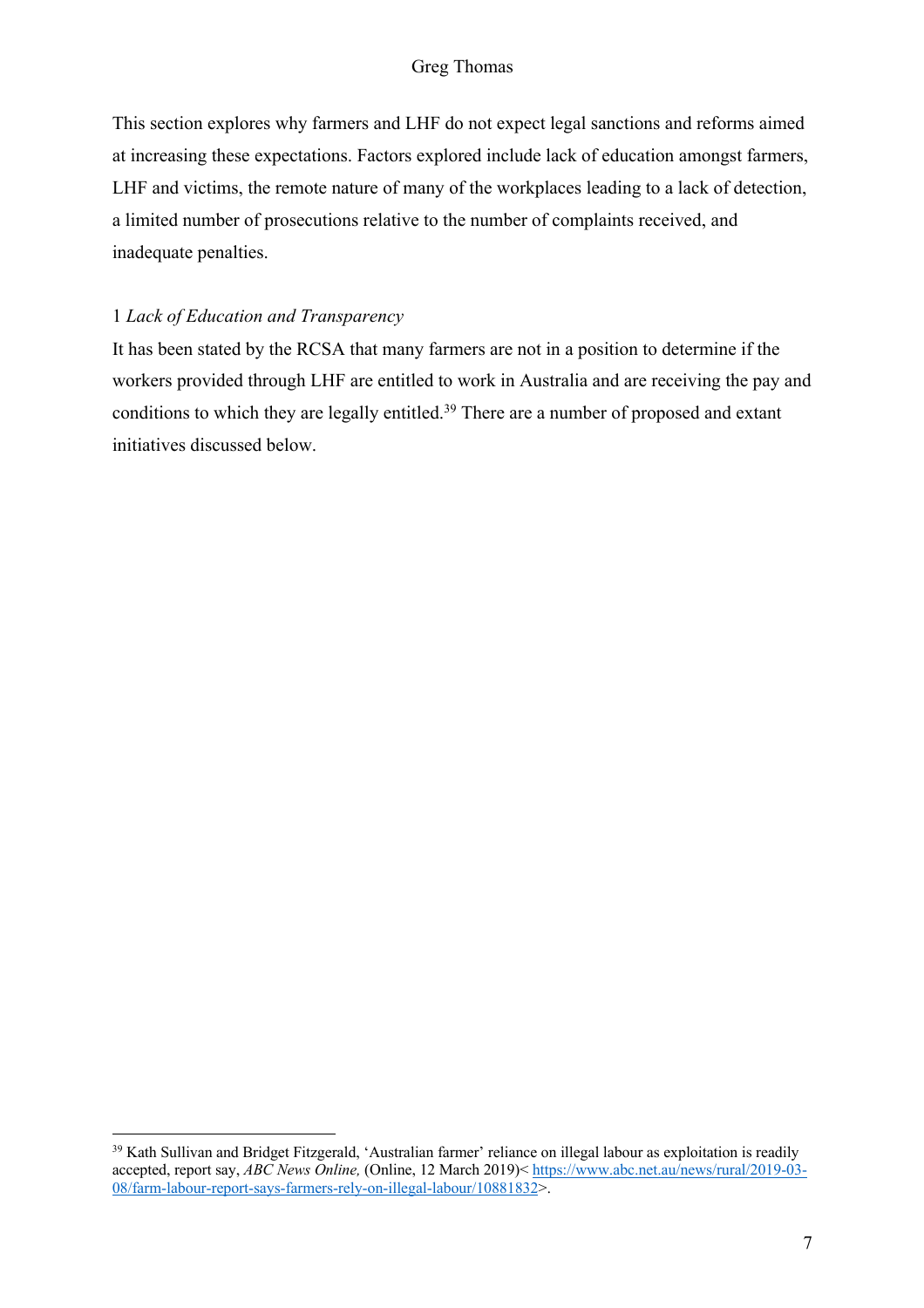This section explores why farmers and LHF do not expect legal sanctions and reforms aimed at increasing these expectations. Factors explored include lack of education amongst farmers, LHF and victims, the remote nature of many of the workplaces leading to a lack of detection, a limited number of prosecutions relative to the number of complaints received, and inadequate penalties.

### 1 *Lack of Education and Transparency*

It has been stated by the RCSA that many farmers are not in a position to determine if the workers provided through LHF are entitled to work in Australia and are receiving the pay and conditions to which they are legally entitled.[39] There are a number of proposed and extant initiatives discussed below.

---

[39] Kath Sullivan and Bridget Fitzgerald, 'Australian farmer' reliance on illegal labour as exploitation is readily accepted, report say, *ABC News Online,* (Online, 12 March 2019)< https://www.abc.net.au/news/rural/2019-03-08/farm-labour-report-says-farmers-rely-on-illegal-labour/10881832>.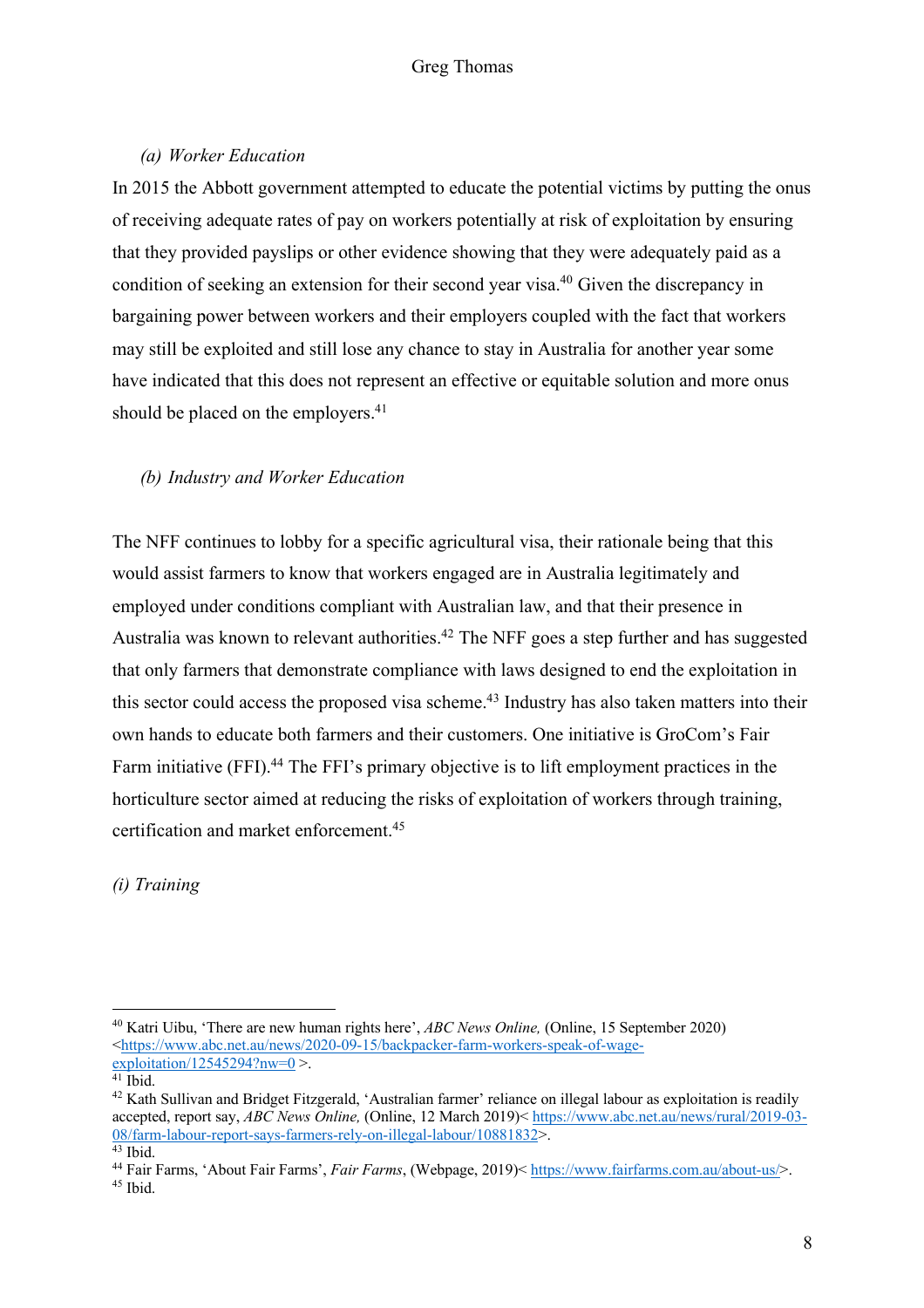*(a) Worker Education*

In 2015 the Abbott government attempted to educate the potential victims by putting the onus of receiving adequate rates of pay on workers potentially at risk of exploitation by ensuring that they provided payslips or other evidence showing that they were adequately paid as a condition of seeking an extension for their second year visa.[40] Given the discrepancy in bargaining power between workers and their employers coupled with the fact that workers may still be exploited and still lose any chance to stay in Australia for another year some have indicated that this does not represent an effective or equitable solution and more onus should be placed on the employers.[41]

*(b) Industry and Worker Education*

The NFF continues to lobby for a specific agricultural visa, their rationale being that this would assist farmers to know that workers engaged are in Australia legitimately and employed under conditions compliant with Australian law, and that their presence in Australia was known to relevant authorities.[42] The NFF goes a step further and has suggested that only farmers that demonstrate compliance with laws designed to end the exploitation in this sector could access the proposed visa scheme.[43] Industry has also taken matters into their own hands to educate both farmers and their customers. One initiative is GroCom's Fair Farm initiative (FFI).[44] The FFI's primary objective is to lift employment practices in the horticulture sector aimed at reducing the risks of exploitation of workers through training, certification and market enforcement.[45]

*(i) Training*

---

[40] Katri Uibu, 'There are new human rights here', *ABC News Online,* (Online, 15 September 2020) <https://www.abc.net.au/news/2020-09-15/backpacker-farm-workers-speak-of-wage-exploitation/12545294?nw=0 >.

[41] Ibid.

[42] Kath Sullivan and Bridget Fitzgerald, 'Australian farmer' reliance on illegal labour as exploitation is readily accepted, report say, *ABC News Online,* (Online, 12 March 2019)< https://www.abc.net.au/news/rural/2019-03-08/farm-labour-report-says-farmers-rely-on-illegal-labour/10881832>.

[43] Ibid.

[44] Fair Farms, 'About Fair Farms', *Fair Farms*, (Webpage, 2019)< https://www.fairfarms.com.au/about-us/>.

[45] Ibid.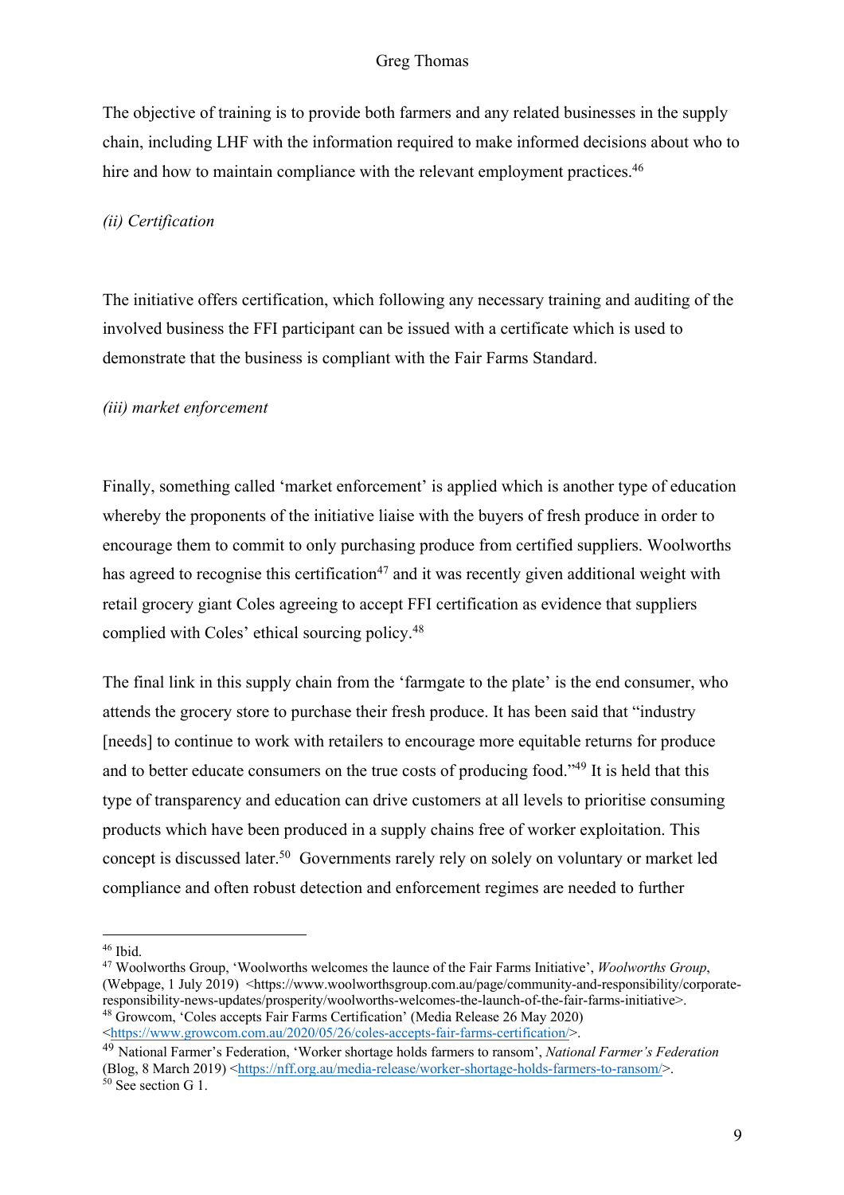The objective of training is to provide both farmers and any related businesses in the supply chain, including LHF with the information required to make informed decisions about who to hire and how to maintain compliance with the relevant employment practices.[46]

*(ii) Certification*

The initiative offers certification, which following any necessary training and auditing of the involved business the FFI participant can be issued with a certificate which is used to demonstrate that the business is compliant with the Fair Farms Standard.

*(iii) market enforcement*

Finally, something called 'market enforcement' is applied which is another type of education whereby the proponents of the initiative liaise with the buyers of fresh produce in order to encourage them to commit to only purchasing produce from certified suppliers. Woolworths has agreed to recognise this certification[47] and it was recently given additional weight with retail grocery giant Coles agreeing to accept FFI certification as evidence that suppliers complied with Coles' ethical sourcing policy.[48]

The final link in this supply chain from the 'farmgate to the plate' is the end consumer, who attends the grocery store to purchase their fresh produce. It has been said that "industry [needs] to continue to work with retailers to encourage more equitable returns for produce and to better educate consumers on the true costs of producing food."[49] It is held that this type of transparency and education can drive customers at all levels to prioritise consuming products which have been produced in a supply chains free of worker exploitation. This concept is discussed later.[50] Governments rarely rely on solely on voluntary or market led compliance and often robust detection and enforcement regimes are needed to further

---

[46] Ibid.

[47] Woolworths Group, 'Woolworths welcomes the launce of the Fair Farms Initiative', *Woolworths Group*, (Webpage, 1 July 2019) <https://www.woolworthsgroup.com.au/page/community-and-responsibility/corporate-responsibility-news-updates/prosperity/woolworths-welcomes-the-launch-of-the-fair-farms-initiative>.

[48] Growcom, 'Coles accepts Fair Farms Certification' (Media Release 26 May 2020) <https://www.growcom.com.au/2020/05/26/coles-accepts-fair-farms-certification/>.

[49] National Farmer's Federation, 'Worker shortage holds farmers to ransom', *National Farmer's Federation* (Blog, 8 March 2019) <https://nff.org.au/media-release/worker-shortage-holds-farmers-to-ransom/>.

[50] See section G 1.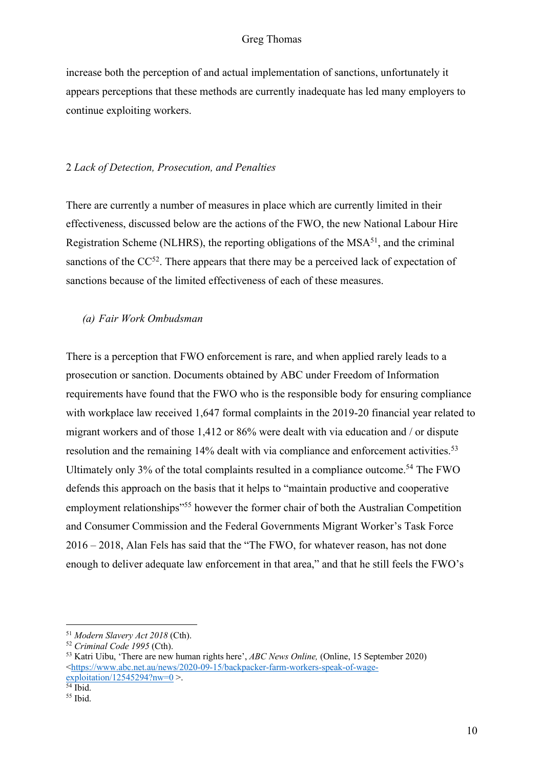increase both the perception of and actual implementation of sanctions, unfortunately it appears perceptions that these methods are currently inadequate has led many employers to continue exploiting workers.

### 2 *Lack of Detection, Prosecution, and Penalties*

There are currently a number of measures in place which are currently limited in their effectiveness, discussed below are the actions of the FWO, the new National Labour Hire Registration Scheme (NLHRS), the reporting obligations of the MSA[51], and the criminal sanctions of the CC[52]. There appears that there may be a perceived lack of expectation of sanctions because of the limited effectiveness of each of these measures.

#### *(a) Fair Work Ombudsman*

There is a perception that FWO enforcement is rare, and when applied rarely leads to a prosecution or sanction. Documents obtained by ABC under Freedom of Information requirements have found that the FWO who is the responsible body for ensuring compliance with workplace law received 1,647 formal complaints in the 2019-20 financial year related to migrant workers and of those 1,412 or 86% were dealt with via education and / or dispute resolution and the remaining 14% dealt with via compliance and enforcement activities.[53] Ultimately only 3% of the total complaints resulted in a compliance outcome.[54] The FWO defends this approach on the basis that it helps to "maintain productive and cooperative employment relationships"[55] however the former chair of both the Australian Competition and Consumer Commission and the Federal Governments Migrant Worker's Task Force 2016 – 2018, Alan Fels has said that the "The FWO, for whatever reason, has not done enough to deliver adequate law enforcement in that area," and that he still feels the FWO's

---

[51] *Modern Slavery Act 2018* (Cth).

[52] *Criminal Code 1995* (Cth).

[53] Katri Uibu, 'There are new human rights here', *ABC News Online,* (Online, 15 September 2020) <https://www.abc.net.au/news/2020-09-15/backpacker-farm-workers-speak-of-wage-exploitation/12545294?nw=0 >.

[54] Ibid.

[55] Ibid.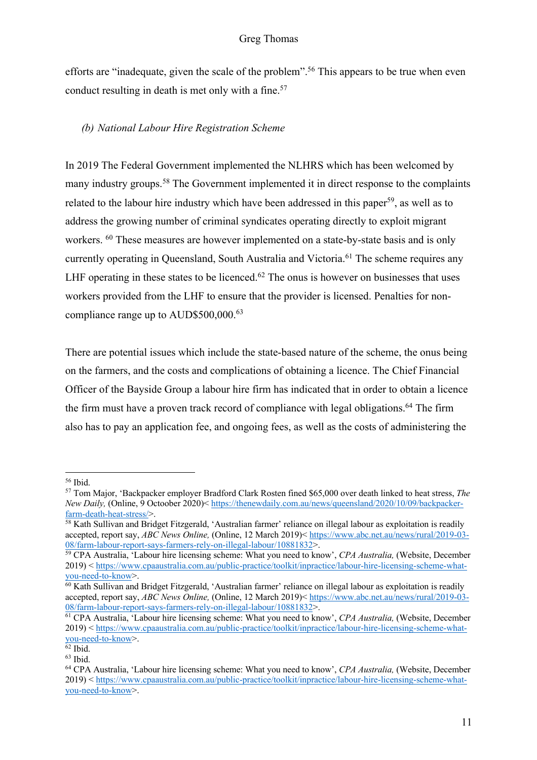efforts are "inadequate, given the scale of the problem".[56] This appears to be true when even conduct resulting in death is met only with a fine.[57]

*(b) National Labour Hire Registration Scheme*

In 2019 The Federal Government implemented the NLHRS which has been welcomed by many industry groups.[58] The Government implemented it in direct response to the complaints related to the labour hire industry which have been addressed in this paper[59], as well as to address the growing number of criminal syndicates operating directly to exploit migrant workers. [60] These measures are however implemented on a state-by-state basis and is only currently operating in Queensland, South Australia and Victoria.[61] The scheme requires any LHF operating in these states to be licenced.[62] The onus is however on businesses that uses workers provided from the LHF to ensure that the provider is licensed. Penalties for non-compliance range up to AUD$500,000.[63]

There are potential issues which include the state-based nature of the scheme, the onus being on the farmers, and the costs and complications of obtaining a licence. The Chief Financial Officer of the Bayside Group a labour hire firm has indicated that in order to obtain a licence the firm must have a proven track record of compliance with legal obligations.[64] The firm also has to pay an application fee, and ongoing fees, as well as the costs of administering the

---

[56] Ibid.

[57] Tom Major, 'Backpacker employer Bradford Clark Rosten fined $65,000 over death linked to heat stress, *The New Daily,* (Online, 9 Octoober 2020)< https://thenewdaily.com.au/news/queensland/2020/10/09/backpacker-farm-death-heat-stress/>.

[58] Kath Sullivan and Bridget Fitzgerald, 'Australian farmer' reliance on illegal labour as exploitation is readily accepted, report say, *ABC News Online,* (Online, 12 March 2019)< https://www.abc.net.au/news/rural/2019-03-08/farm-labour-report-says-farmers-rely-on-illegal-labour/10881832>.

[59] CPA Australia, 'Labour hire licensing scheme: What you need to know', *CPA Australia,* (Website, December 2019) < https://www.cpaaustralia.com.au/public-practice/toolkit/inpractice/labour-hire-licensing-scheme-what-you-need-to-know>.

[60] Kath Sullivan and Bridget Fitzgerald, 'Australian farmer' reliance on illegal labour as exploitation is readily accepted, report say, *ABC News Online,* (Online, 12 March 2019)< https://www.abc.net.au/news/rural/2019-03-08/farm-labour-report-says-farmers-rely-on-illegal-labour/10881832>.

[61] CPA Australia, 'Labour hire licensing scheme: What you need to know', *CPA Australia,* (Website, December 2019) < https://www.cpaaustralia.com.au/public-practice/toolkit/inpractice/labour-hire-licensing-scheme-what-you-need-to-know>.

[62] Ibid.

[63] Ibid.

[64] CPA Australia, 'Labour hire licensing scheme: What you need to know', *CPA Australia,* (Website, December 2019) < https://www.cpaaustralia.com.au/public-practice/toolkit/inpractice/labour-hire-licensing-scheme-what-you-need-to-know>.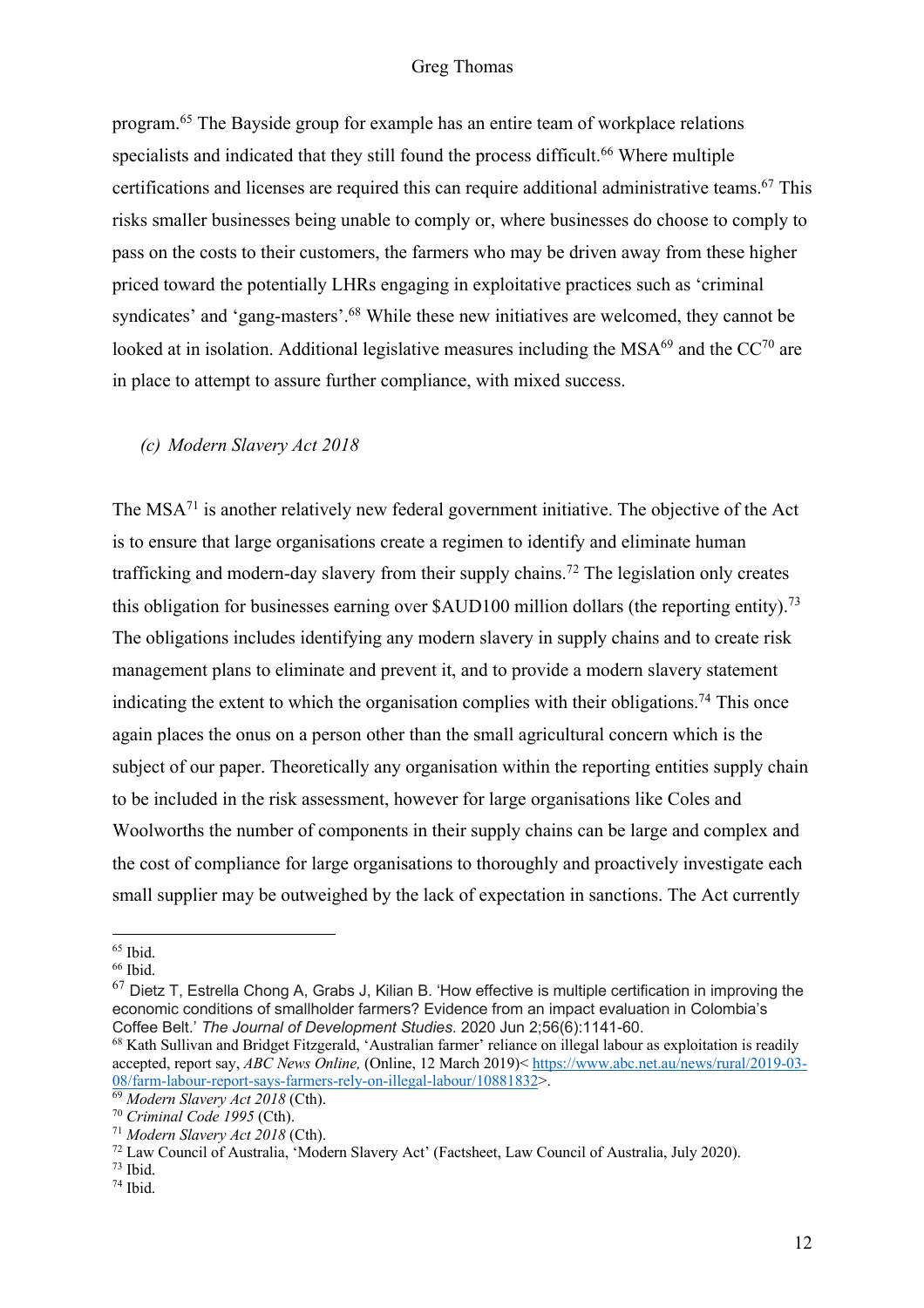program.[65] The Bayside group for example has an entire team of workplace relations specialists and indicated that they still found the process difficult.[66] Where multiple certifications and licenses are required this can require additional administrative teams.[67] This risks smaller businesses being unable to comply or, where businesses do choose to comply to pass on the costs to their customers, the farmers who may be driven away from these higher priced toward the potentially LHRs engaging in exploitative practices such as 'criminal syndicates' and 'gang-masters'.[68] While these new initiatives are welcomed, they cannot be looked at in isolation. Additional legislative measures including the MSA[69] and the CC[70] are in place to attempt to assure further compliance, with mixed success.

### *(c) Modern Slavery Act 2018*

The MSA[71] is another relatively new federal government initiative. The objective of the Act is to ensure that large organisations create a regimen to identify and eliminate human trafficking and modern-day slavery from their supply chains.[72] The legislation only creates this obligation for businesses earning over $AUD100 million dollars (the reporting entity).[73] The obligations includes identifying any modern slavery in supply chains and to create risk management plans to eliminate and prevent it, and to provide a modern slavery statement indicating the extent to which the organisation complies with their obligations.[74] This once again places the onus on a person other than the small agricultural concern which is the subject of our paper. Theoretically any organisation within the reporting entities supply chain to be included in the risk assessment, however for large organisations like Coles and Woolworths the number of components in their supply chains can be large and complex and the cost of compliance for large organisations to thoroughly and proactively investigate each small supplier may be outweighed by the lack of expectation in sanctions. The Act currently

---

[65] Ibid.

[66] Ibid.

[67] Dietz T, Estrella Chong A, Grabs J, Kilian B. 'How effective is multiple certification in improving the economic conditions of smallholder farmers? Evidence from an impact evaluation in Colombia's Coffee Belt.' *The Journal of Development Studies*. 2020 Jun 2;56(6):1141-60.

[68] Kath Sullivan and Bridget Fitzgerald, 'Australian farmer' reliance on illegal labour as exploitation is readily accepted, report say, *ABC News Online,* (Online, 12 March 2019)< https://www.abc.net.au/news/rural/2019-03-08/farm-labour-report-says-farmers-rely-on-illegal-labour/10881832>.

[69] *Modern Slavery Act 2018* (Cth).

[70] *Criminal Code 1995* (Cth).

[71] *Modern Slavery Act 2018* (Cth).

[72] Law Council of Australia, 'Modern Slavery Act' (Factsheet, Law Council of Australia, July 2020).

[73] Ibid.

[74] Ibid.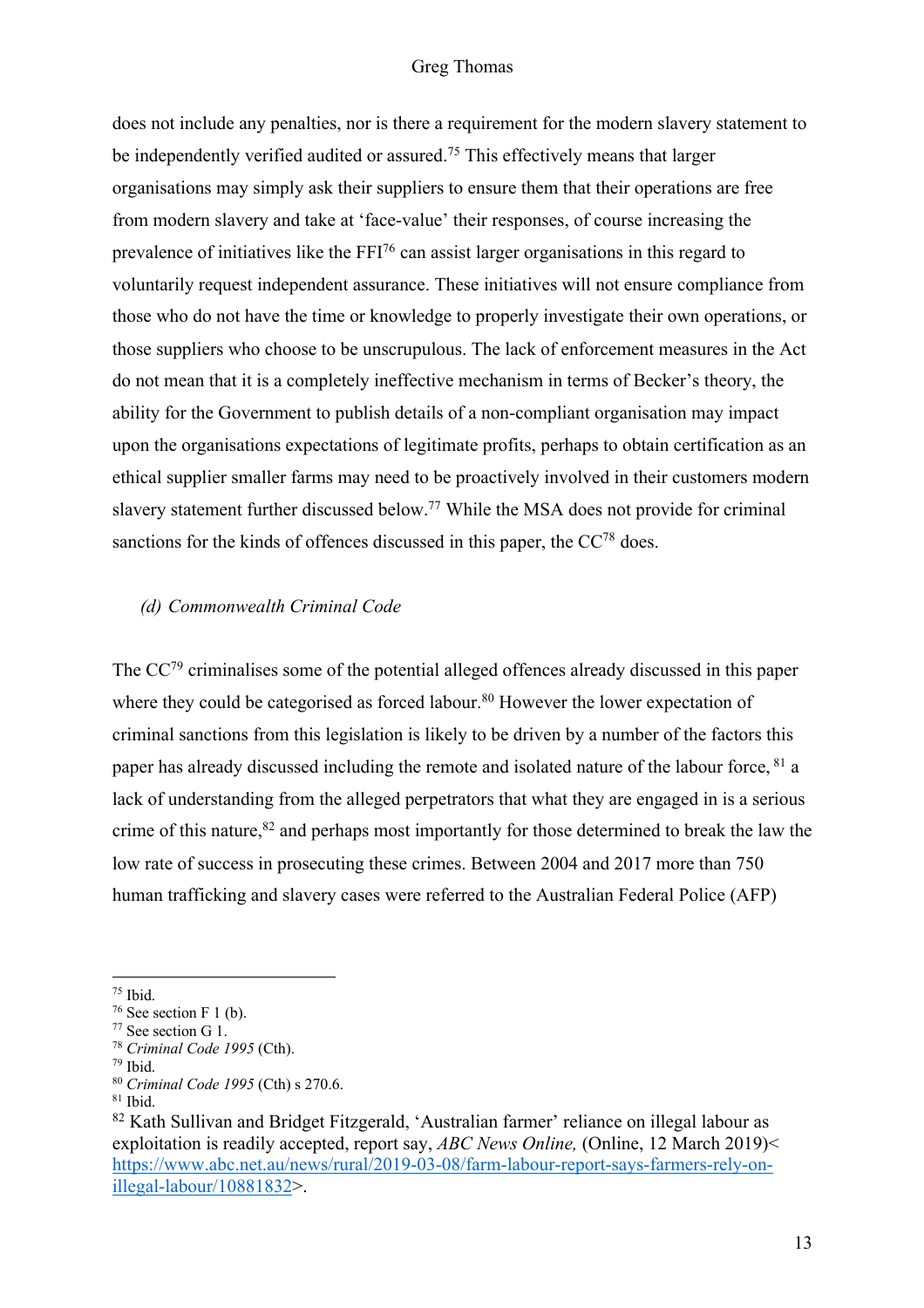does not include any penalties, nor is there a requirement for the modern slavery statement to be independently verified audited or assured.[75] This effectively means that larger organisations may simply ask their suppliers to ensure them that their operations are free from modern slavery and take at 'face-value' their responses, of course increasing the prevalence of initiatives like the FFI[76] can assist larger organisations in this regard to voluntarily request independent assurance. These initiatives will not ensure compliance from those who do not have the time or knowledge to properly investigate their own operations, or those suppliers who choose to be unscrupulous. The lack of enforcement measures in the Act do not mean that it is a completely ineffective mechanism in terms of Becker's theory, the ability for the Government to publish details of a non-compliant organisation may impact upon the organisations expectations of legitimate profits, perhaps to obtain certification as an ethical supplier smaller farms may need to be proactively involved in their customers modern slavery statement further discussed below.[77] While the MSA does not provide for criminal sanctions for the kinds of offences discussed in this paper, the CC[78] does.

### *(d) Commonwealth Criminal Code*

The CC[79] criminalises some of the potential alleged offences already discussed in this paper where they could be categorised as forced labour.[80] However the lower expectation of criminal sanctions from this legislation is likely to be driven by a number of the factors this paper has already discussed including the remote and isolated nature of the labour force, [81] a lack of understanding from the alleged perpetrators that what they are engaged in is a serious crime of this nature,[82] and perhaps most importantly for those determined to break the law the low rate of success in prosecuting these crimes. Between 2004 and 2017 more than 750 human trafficking and slavery cases were referred to the Australian Federal Police (AFP)

---

[75] Ibid.

[76] See section F 1 (b).

[77] See section G 1.

[78] *Criminal Code 1995* (Cth).

[79] Ibid.

[80] *Criminal Code 1995* (Cth) s 270.6.

[81] Ibid.

[82] Kath Sullivan and Bridget Fitzgerald, 'Australian farmer' reliance on illegal labour as exploitation is readily accepted, report say, *ABC News Online,* (Online, 12 March 2019)<https://www.abc.net.au/news/rural/2019-03-08/farm-labour-report-says-farmers-rely-on-illegal-labour/10881832>.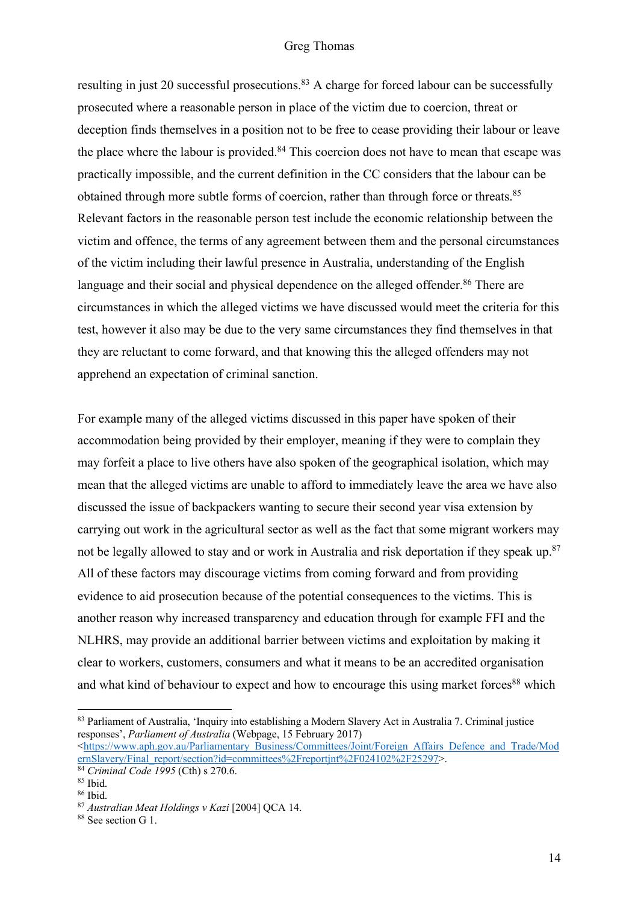resulting in just 20 successful prosecutions.[83] A charge for forced labour can be successfully prosecuted where a reasonable person in place of the victim due to coercion, threat or deception finds themselves in a position not to be free to cease providing their labour or leave the place where the labour is provided.[84] This coercion does not have to mean that escape was practically impossible, and the current definition in the CC considers that the labour can be obtained through more subtle forms of coercion, rather than through force or threats.[85] Relevant factors in the reasonable person test include the economic relationship between the victim and offence, the terms of any agreement between them and the personal circumstances of the victim including their lawful presence in Australia, understanding of the English language and their social and physical dependence on the alleged offender.[86] There are circumstances in which the alleged victims we have discussed would meet the criteria for this test, however it also may be due to the very same circumstances they find themselves in that they are reluctant to come forward, and that knowing this the alleged offenders may not apprehend an expectation of criminal sanction.

For example many of the alleged victims discussed in this paper have spoken of their accommodation being provided by their employer, meaning if they were to complain they may forfeit a place to live others have also spoken of the geographical isolation, which may mean that the alleged victims are unable to afford to immediately leave the area we have also discussed the issue of backpackers wanting to secure their second year visa extension by carrying out work in the agricultural sector as well as the fact that some migrant workers may not be legally allowed to stay and or work in Australia and risk deportation if they speak up.[87] All of these factors may discourage victims from coming forward and from providing evidence to aid prosecution because of the potential consequences to the victims. This is another reason why increased transparency and education through for example FFI and the NLHRS, may provide an additional barrier between victims and exploitation by making it clear to workers, customers, consumers and what it means to be an accredited organisation and what kind of behaviour to expect and how to encourage this using market forces[88] which

---

[83] Parliament of Australia, 'Inquiry into establishing a Modern Slavery Act in Australia 7. Criminal justice responses', *Parliament of Australia* (Webpage, 15 February 2017) <https://www.aph.gov.au/Parliamentary_Business/Committees/Joint/Foreign_Affairs_Defence_and_Trade/ModernSlavery/Final_report/section?id=committees%2Freportjnt%2F024102%2F25297>.

[84] *Criminal Code 1995* (Cth) s 270.6.

[85] Ibid.

[86] Ibid.

[87] *Australian Meat Holdings v Kazi* [2004] QCA 14.

[88] See section G 1.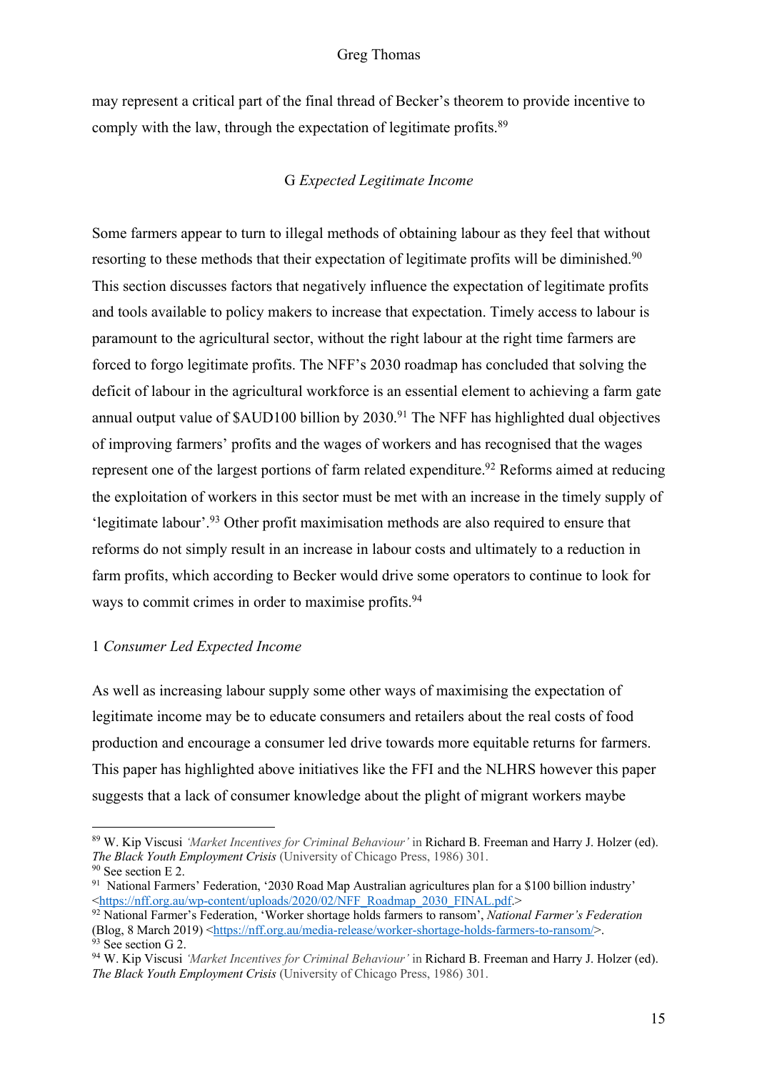may represent a critical part of the final thread of Becker's theorem to provide incentive to comply with the law, through the expectation of legitimate profits.[89]

## G *Expected Legitimate Income*

Some farmers appear to turn to illegal methods of obtaining labour as they feel that without resorting to these methods that their expectation of legitimate profits will be diminished.[90] This section discusses factors that negatively influence the expectation of legitimate profits and tools available to policy makers to increase that expectation. Timely access to labour is paramount to the agricultural sector, without the right labour at the right time farmers are forced to forgo legitimate profits. The NFF's 2030 roadmap has concluded that solving the deficit of labour in the agricultural workforce is an essential element to achieving a farm gate annual output value of $AUD100 billion by 2030.[91] The NFF has highlighted dual objectives of improving farmers' profits and the wages of workers and has recognised that the wages represent one of the largest portions of farm related expenditure.[92] Reforms aimed at reducing the exploitation of workers in this sector must be met with an increase in the timely supply of 'legitimate labour'.[93] Other profit maximisation methods are also required to ensure that reforms do not simply result in an increase in labour costs and ultimately to a reduction in farm profits, which according to Becker would drive some operators to continue to look for ways to commit crimes in order to maximise profits.[94]

### 1 *Consumer Led Expected Income*

As well as increasing labour supply some other ways of maximising the expectation of legitimate income may be to educate consumers and retailers about the real costs of food production and encourage a consumer led drive towards more equitable returns for farmers. This paper has highlighted above initiatives like the FFI and the NLHRS however this paper suggests that a lack of consumer knowledge about the plight of migrant workers maybe

---

[89] W. Kip Viscusi *'Market Incentives for Criminal Behaviour'* in Richard B. Freeman and Harry J. Holzer (ed). *The Black Youth Employment Crisis* (University of Chicago Press, 1986) 301.

[90] See section E 2.

[91] National Farmers' Federation, '2030 Road Map Australian agricultures plan for a $100 billion industry' <https://nff.org.au/wp-content/uploads/2020/02/NFF_Roadmap_2030_FINAL.pdf.>

[92] National Farmer's Federation, 'Worker shortage holds farmers to ransom', *National Farmer's Federation* (Blog, 8 March 2019) <https://nff.org.au/media-release/worker-shortage-holds-farmers-to-ransom/>.

[93] See section G 2.

[94] W. Kip Viscusi *'Market Incentives for Criminal Behaviour'* in Richard B. Freeman and Harry J. Holzer (ed). *The Black Youth Employment Crisis* (University of Chicago Press, 1986) 301.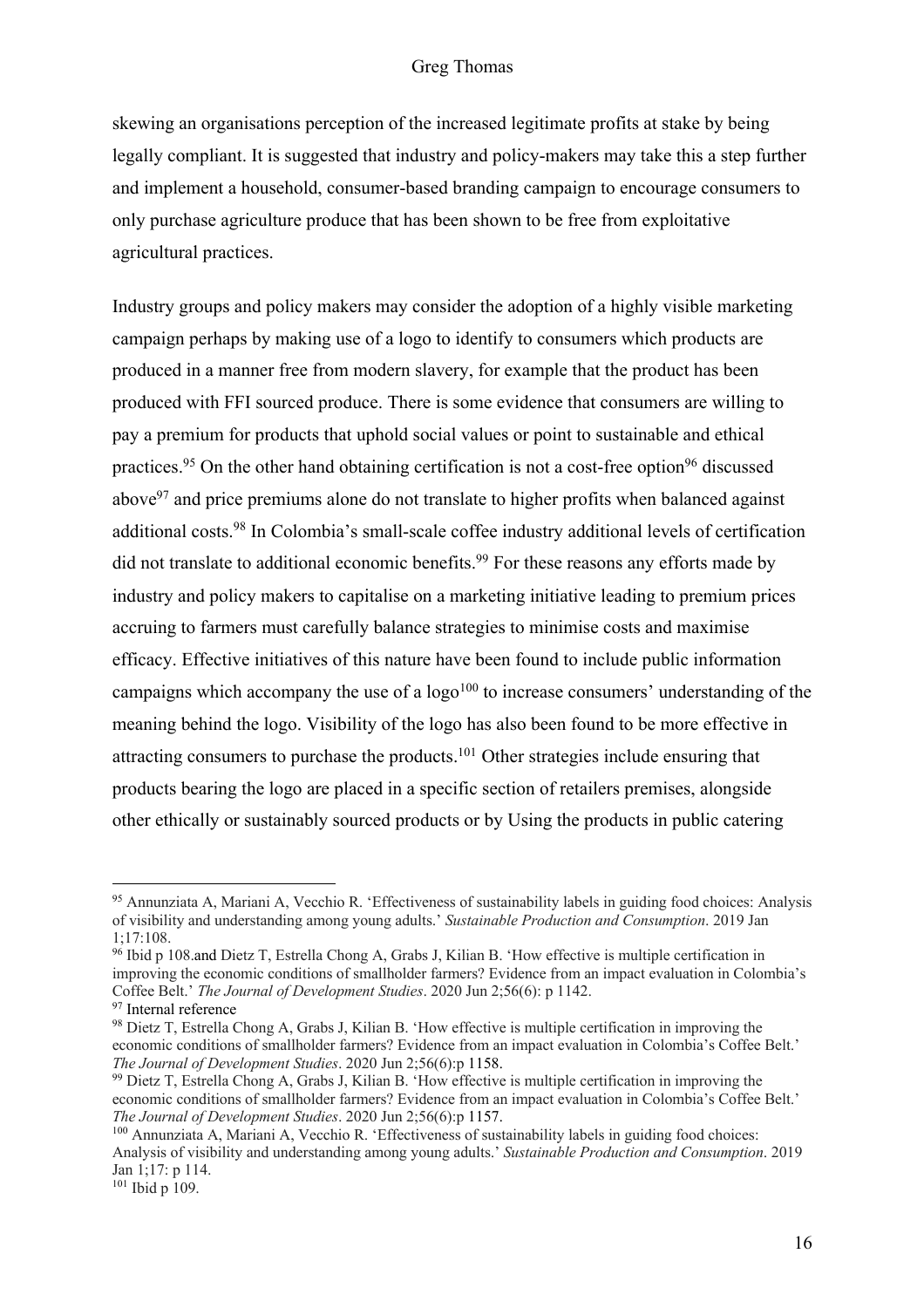skewing an organisations perception of the increased legitimate profits at stake by being legally compliant. It is suggested that industry and policy-makers may take this a step further and implement a household, consumer-based branding campaign to encourage consumers to only purchase agriculture produce that has been shown to be free from exploitative agricultural practices.

Industry groups and policy makers may consider the adoption of a highly visible marketing campaign perhaps by making use of a logo to identify to consumers which products are produced in a manner free from modern slavery, for example that the product has been produced with FFI sourced produce. There is some evidence that consumers are willing to pay a premium for products that uphold social values or point to sustainable and ethical practices.[95] On the other hand obtaining certification is not a cost-free option[96] discussed above[97] and price premiums alone do not translate to higher profits when balanced against additional costs.[98] In Colombia's small-scale coffee industry additional levels of certification did not translate to additional economic benefits.[99] For these reasons any efforts made by industry and policy makers to capitalise on a marketing initiative leading to premium prices accruing to farmers must carefully balance strategies to minimise costs and maximise efficacy. Effective initiatives of this nature have been found to include public information campaigns which accompany the use of a logo[100] to increase consumers' understanding of the meaning behind the logo. Visibility of the logo has also been found to be more effective in attracting consumers to purchase the products.[101] Other strategies include ensuring that products bearing the logo are placed in a specific section of retailers premises, alongside other ethically or sustainably sourced products or by Using the products in public catering

---

[95] Annunziata A, Mariani A, Vecchio R. 'Effectiveness of sustainability labels in guiding food choices: Analysis of visibility and understanding among young adults.' *Sustainable Production and Consumption*. 2019 Jan 1;17:108.

[96] Ibid p 108.and Dietz T, Estrella Chong A, Grabs J, Kilian B. 'How effective is multiple certification in improving the economic conditions of smallholder farmers? Evidence from an impact evaluation in Colombia's Coffee Belt.' *The Journal of Development Studies*. 2020 Jun 2;56(6): p 1142.

[97] Internal reference

[98] Dietz T, Estrella Chong A, Grabs J, Kilian B. 'How effective is multiple certification in improving the economic conditions of smallholder farmers? Evidence from an impact evaluation in Colombia's Coffee Belt.' *The Journal of Development Studies*. 2020 Jun 2;56(6):p 1158.

[99] Dietz T, Estrella Chong A, Grabs J, Kilian B. 'How effective is multiple certification in improving the economic conditions of smallholder farmers? Evidence from an impact evaluation in Colombia's Coffee Belt.' *The Journal of Development Studies*. 2020 Jun 2;56(6):p 1157.

[100] Annunziata A, Mariani A, Vecchio R. 'Effectiveness of sustainability labels in guiding food choices: Analysis of visibility and understanding among young adults.' *Sustainable Production and Consumption*. 2019 Jan 1;17: p 114.

[101] Ibid p 109.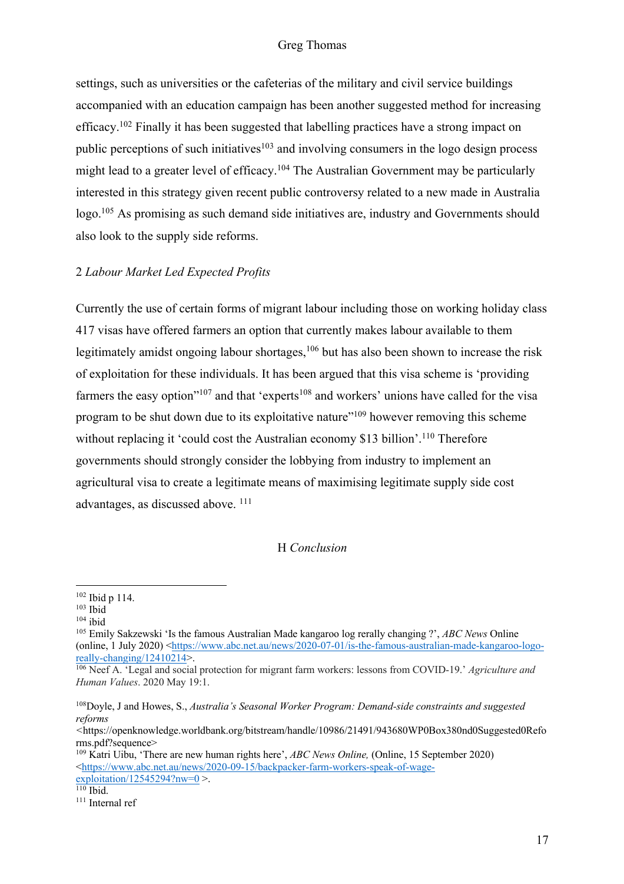settings, such as universities or the cafeterias of the military and civil service buildings accompanied with an education campaign has been another suggested method for increasing efficacy.[102] Finally it has been suggested that labelling practices have a strong impact on public perceptions of such initiatives[103] and involving consumers in the logo design process might lead to a greater level of efficacy.[104] The Australian Government may be particularly interested in this strategy given recent public controversy related to a new made in Australia logo.[105] As promising as such demand side initiatives are, industry and Governments should also look to the supply side reforms.

### 2 *Labour Market Led Expected Profits*

Currently the use of certain forms of migrant labour including those on working holiday class 417 visas have offered farmers an option that currently makes labour available to them legitimately amidst ongoing labour shortages,[106] but has also been shown to increase the risk of exploitation for these individuals. It has been argued that this visa scheme is 'providing farmers the easy option"[107] and that 'experts[108] and workers' unions have called for the visa program to be shut down due to its exploitative nature"[109] however removing this scheme without replacing it 'could cost the Australian economy $13 billion'.[110] Therefore governments should strongly consider the lobbying from industry to implement an agricultural visa to create a legitimate means of maximising legitimate supply side cost advantages, as discussed above. [111]

## H *Conclusion*

---

[102] Ibid p 114.

[103] Ibid

[104] ibid

[105] Emily Sakzewski 'Is the famous Australian Made kangaroo log rerally changing ?', *ABC News* Online (online, 1 July 2020) <https://www.abc.net.au/news/2020-07-01/is-the-famous-australian-made-kangaroo-logo-really-changing/12410214>.

[106] Neef A. 'Legal and social protection for migrant farm workers: lessons from COVID-19.' *Agriculture and Human Values*. 2020 May 19:1.

[108] Doyle, J and Howes, S., *Australia's Seasonal Worker Program: Demand-side constraints and suggested reforms* <https://openknowledge.worldbank.org/bitstream/handle/10986/21491/943680WP0Box380nd0Suggested0Reforms.pdf?sequence>

[109] Katri Uibu, 'There are new human rights here', *ABC News Online,* (Online, 15 September 2020) <https://www.abc.net.au/news/2020-09-15/backpacker-farm-workers-speak-of-wage-exploitation/12545294?nw=0 >.

[110] Ibid.

[111] Internal ref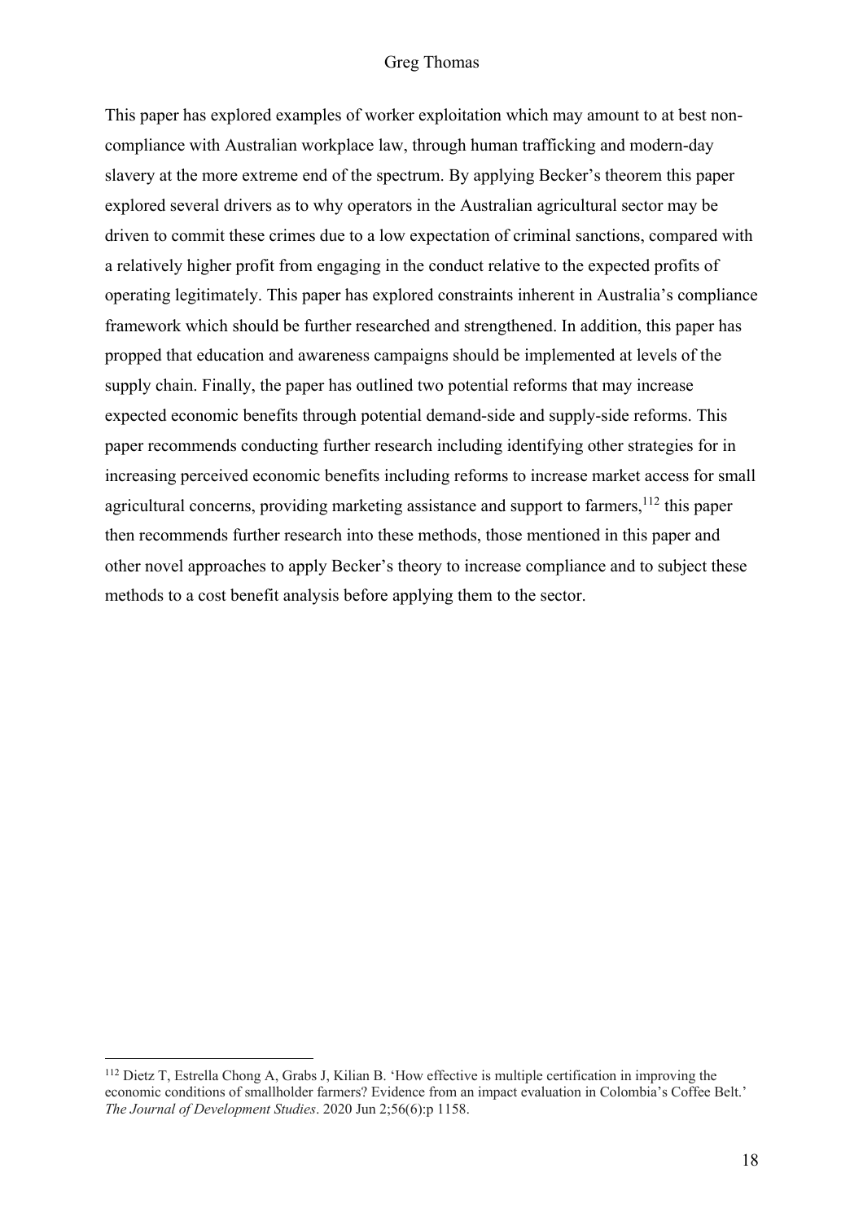This paper has explored examples of worker exploitation which may amount to at best non-compliance with Australian workplace law, through human trafficking and modern-day slavery at the more extreme end of the spectrum. By applying Becker's theorem this paper explored several drivers as to why operators in the Australian agricultural sector may be driven to commit these crimes due to a low expectation of criminal sanctions, compared with a relatively higher profit from engaging in the conduct relative to the expected profits of operating legitimately. This paper has explored constraints inherent in Australia's compliance framework which should be further researched and strengthened. In addition, this paper has propped that education and awareness campaigns should be implemented at levels of the supply chain. Finally, the paper has outlined two potential reforms that may increase expected economic benefits through potential demand-side and supply-side reforms. This paper recommends conducting further research including identifying other strategies for in increasing perceived economic benefits including reforms to increase market access for small agricultural concerns, providing marketing assistance and support to farmers,[112] this paper then recommends further research into these methods, those mentioned in this paper and other novel approaches to apply Becker's theory to increase compliance and to subject these methods to a cost benefit analysis before applying them to the sector.

[112] Dietz T, Estrella Chong A, Grabs J, Kilian B. 'How effective is multiple certification in improving the economic conditions of smallholder farmers? Evidence from an impact evaluation in Colombia's Coffee Belt.' *The Journal of Development Studies*. 2020 Jun 2;56(6):p 1158.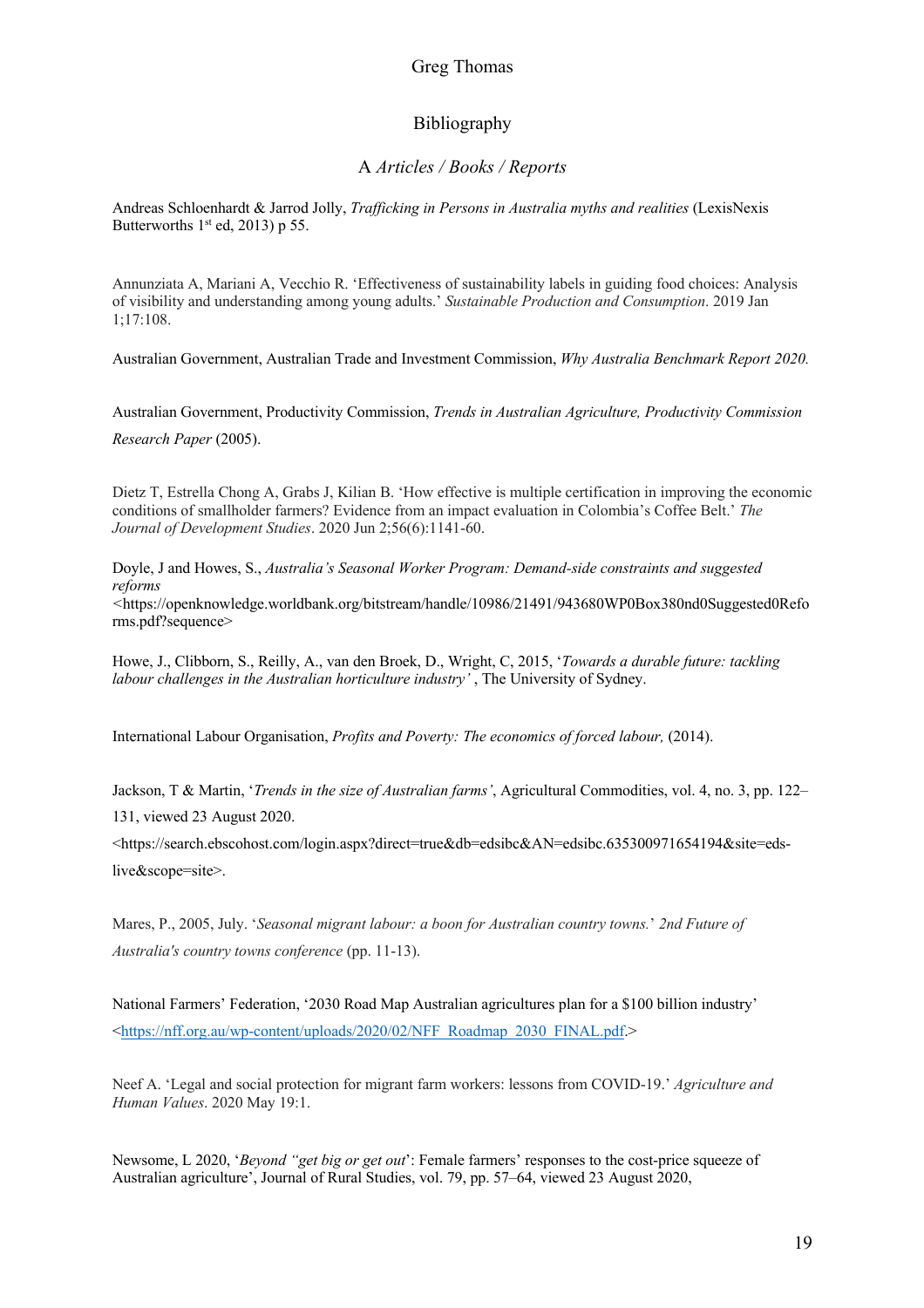## Bibliography

### A *Articles / Books / Reports*

Andreas Schloenhardt & Jarrod Jolly, *Trafficking in Persons in Australia myths and realities* (LexisNexis Butterworths 1st ed, 2013) p 55.

Annunziata A, Mariani A, Vecchio R. 'Effectiveness of sustainability labels in guiding food choices: Analysis of visibility and understanding among young adults.' *Sustainable Production and Consumption*. 2019 Jan 1;17:108.

Australian Government, Australian Trade and Investment Commission, *Why Australia Benchmark Report 2020.*

Australian Government, Productivity Commission, *Trends in Australian Agriculture, Productivity Commission Research Paper* (2005).

Dietz T, Estrella Chong A, Grabs J, Kilian B. 'How effective is multiple certification in improving the economic conditions of smallholder farmers? Evidence from an impact evaluation in Colombia's Coffee Belt.' *The Journal of Development Studies*. 2020 Jun 2;56(6):1141-60.

Doyle, J and Howes, S., *Australia's Seasonal Worker Program: Demand-side constraints and suggested reforms* <https://openknowledge.worldbank.org/bitstream/handle/10986/21491/943680WP0Box380nd0Suggested0Reforms.pdf?sequence>

Howe, J., Clibborn, S., Reilly, A., van den Broek, D., Wright, C, 2015, '*Towards a durable future: tackling labour challenges in the Australian horticulture industry'* , The University of Sydney.

International Labour Organisation, *Profits and Poverty: The economics of forced labour,* (2014).

Jackson, T & Martin, '*Trends in the size of Australian farms'*, Agricultural Commodities, vol. 4, no. 3, pp. 122–131, viewed 23 August 2020. <https://search.ebscohost.com/login.aspx?direct=true&db=edsibc&AN=edsibc.635300971654194&site=eds-live&scope=site>.

Mares, P., 2005, July. '*Seasonal migrant labour: a boon for Australian country towns.*' *2nd Future of Australia's country towns conference* (pp. 11-13).

National Farmers' Federation, '2030 Road Map Australian agricultures plan for a $100 billion industry' <https://nff.org.au/wp-content/uploads/2020/02/NFF_Roadmap_2030_FINAL.pdf.>

Neef A. 'Legal and social protection for migrant farm workers: lessons from COVID-19.' *Agriculture and Human Values*. 2020 May 19:1.

Newsome, L 2020, '*Beyond "get big or get out*': Female farmers' responses to the cost-price squeeze of Australian agriculture', Journal of Rural Studies, vol. 79, pp. 57–64, viewed 23 August 2020,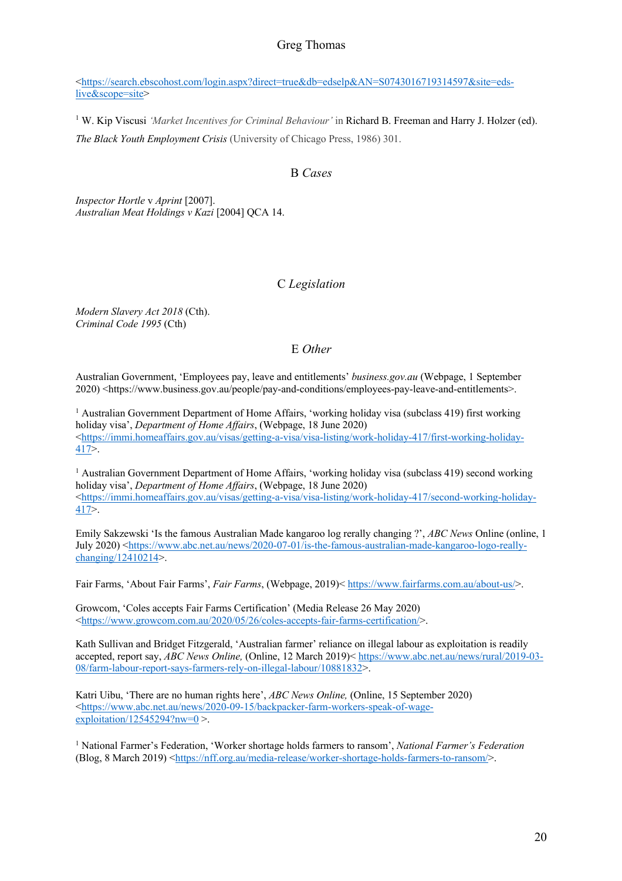<https://search.ebscohost.com/login.aspx?direct=true&db=edselp&AN=S0743016719314597&site=eds-live&scope=site>

[1] W. Kip Viscusi *'Market Incentives for Criminal Behaviour'* in Richard B. Freeman and Harry J. Holzer (ed). *The Black Youth Employment Crisis* (University of Chicago Press, 1986) 301.

## B *Cases*

*Inspector Hortle* v *Aprint* [2007].
*Australian Meat Holdings v Kazi* [2004] QCA 14.

## C *Legislation*

*Modern Slavery Act 2018* (Cth).
*Criminal Code 1995* (Cth)

## E *Other*

Australian Government, 'Employees pay, leave and entitlements' *business.gov.au* (Webpage, 1 September 2020) <https://www.business.gov.au/people/pay-and-conditions/employees-pay-leave-and-entitlements>.

[1] Australian Government Department of Home Affairs, 'working holiday visa (subclass 419) first working holiday visa', *Department of Home Affairs*, (Webpage, 18 June 2020) <https://immi.homeaffairs.gov.au/visas/getting-a-visa/visa-listing/work-holiday-417/first-working-holiday-417>.

[1] Australian Government Department of Home Affairs, 'working holiday visa (subclass 419) second working holiday visa', *Department of Home Affairs*, (Webpage, 18 June 2020) <https://immi.homeaffairs.gov.au/visas/getting-a-visa/visa-listing/work-holiday-417/second-working-holiday-417>.

Emily Sakzewski 'Is the famous Australian Made kangaroo log rerally changing ?', *ABC News* Online (online, 1 July 2020) <https://www.abc.net.au/news/2020-07-01/is-the-famous-australian-made-kangaroo-logo-really-changing/12410214>.

Fair Farms, 'About Fair Farms', *Fair Farms*, (Webpage, 2019)< https://www.fairfarms.com.au/about-us/>.

Growcom, 'Coles accepts Fair Farms Certification' (Media Release 26 May 2020) <https://www.growcom.com.au/2020/05/26/coles-accepts-fair-farms-certification/>.

Kath Sullivan and Bridget Fitzgerald, 'Australian farmer' reliance on illegal labour as exploitation is readily accepted, report say, *ABC News Online,* (Online, 12 March 2019)< https://www.abc.net.au/news/rural/2019-03-08/farm-labour-report-says-farmers-rely-on-illegal-labour/10881832>.

Katri Uibu, 'There are no human rights here', *ABC News Online,* (Online, 15 September 2020) <https://www.abc.net.au/news/2020-09-15/backpacker-farm-workers-speak-of-wage-exploitation/12545294?nw=0 >.

[1] National Farmer's Federation, 'Worker shortage holds farmers to ransom', *National Farmer's Federation* (Blog, 8 March 2019) <https://nff.org.au/media-release/worker-shortage-holds-farmers-to-ransom/>.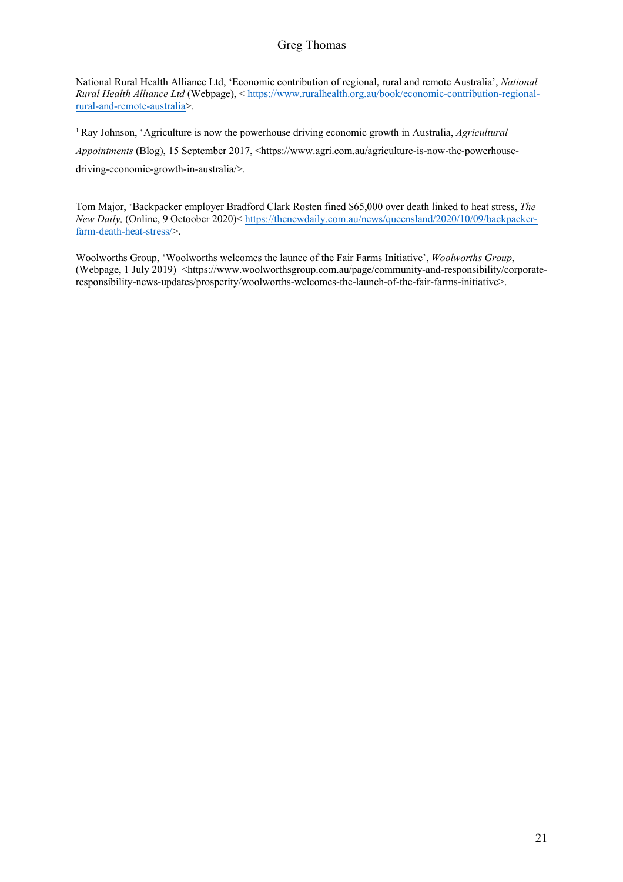National Rural Health Alliance Ltd, 'Economic contribution of regional, rural and remote Australia', *National Rural Health Alliance Ltd* (Webpage), < https://www.ruralhealth.org.au/book/economic-contribution-regional-rural-and-remote-australia>.

[1] Ray Johnson, 'Agriculture is now the powerhouse driving economic growth in Australia, *Agricultural Appointments* (Blog), 15 September 2017, <https://www.agri.com.au/agriculture-is-now-the-powerhouse-driving-economic-growth-in-australia/>.

Tom Major, 'Backpacker employer Bradford Clark Rosten fined $65,000 over death linked to heat stress, *The New Daily,* (Online, 9 Octoober 2020)< https://thenewdaily.com.au/news/queensland/2020/10/09/backpacker-farm-death-heat-stress/>.

Woolworths Group, 'Woolworths welcomes the launce of the Fair Farms Initiative', *Woolworths Group*, (Webpage, 1 July 2019) <https://www.woolworthsgroup.com.au/page/community-and-responsibility/corporate-responsibility-news-updates/prosperity/woolworths-welcomes-the-launch-of-the-fair-farms-initiative>.